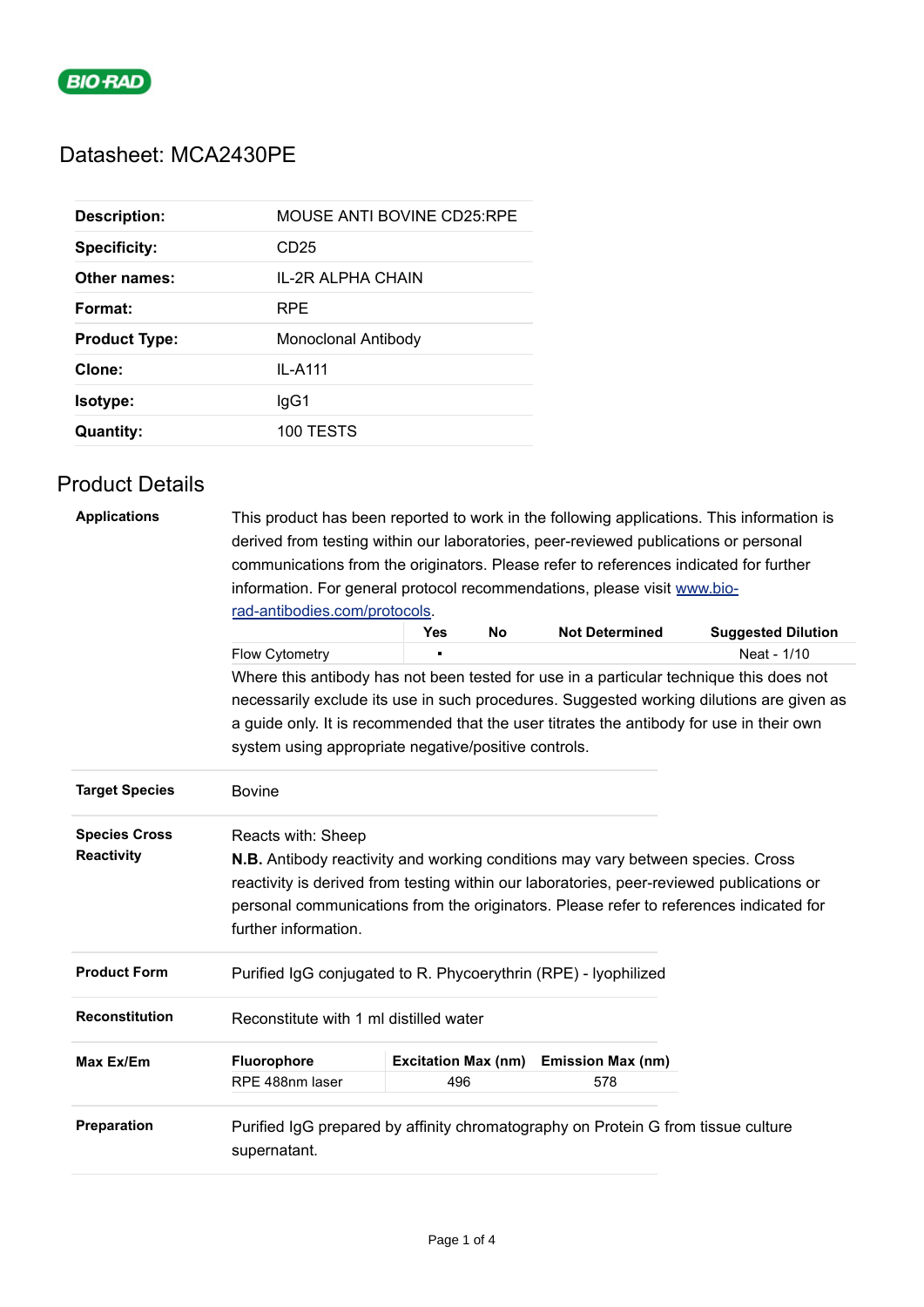BIO-RAD

# Datasheet: MCA2430PE

| | |
|---|---|
| **Description:** | MOUSE ANTI BOVINE CD25:RPE |
| **Specificity:** | CD25 |
| **Other names:** | IL-2R ALPHA CHAIN |
| **Format:** | RPE |
| **Product Type:** | Monoclonal Antibody |
| **Clone:** | IL-A111 |
| **Isotype:** | IgG1 |
| **Quantity:** | 100 TESTS |

## Product Details

**Applications**

This product has been reported to work in the following applications. This information is derived from testing within our laboratories, peer-reviewed publications or personal communications from the originators. Please refer to references indicated for further information. For general protocol recommendations, please visit [www.bio-rad-antibodies.com/protocols](www.bio-rad-antibodies.com/protocols).

| | Yes | No | Not Determined | Suggested Dilution |
|---|---|---|---|---|
| Flow Cytometry | ▪ | | | Neat - 1/10 |

Where this antibody has not been tested for use in a particular technique this does not necessarily exclude its use in such procedures. Suggested working dilutions are given as a guide only. It is recommended that the user titrates the antibody for use in their own system using appropriate negative/positive controls.

**Target Species**

Bovine

**Species Cross Reactivity**

Reacts with: Sheep
**N.B.** Antibody reactivity and working conditions may vary between species. Cross reactivity is derived from testing within our laboratories, peer-reviewed publications or personal communications from the originators. Please refer to references indicated for further information.

**Product Form**

Purified IgG conjugated to R. Phycoerythrin (RPE) - lyophilized

**Reconstitution**

Reconstitute with 1 ml distilled water

**Max Ex/Em**

| Fluorophore | Excitation Max (nm) | Emission Max (nm) |
|---|---|---|
| RPE 488nm laser | 496 | 578 |

**Preparation**

Purified IgG prepared by affinity chromatography on Protein G from tissue culture supernatant.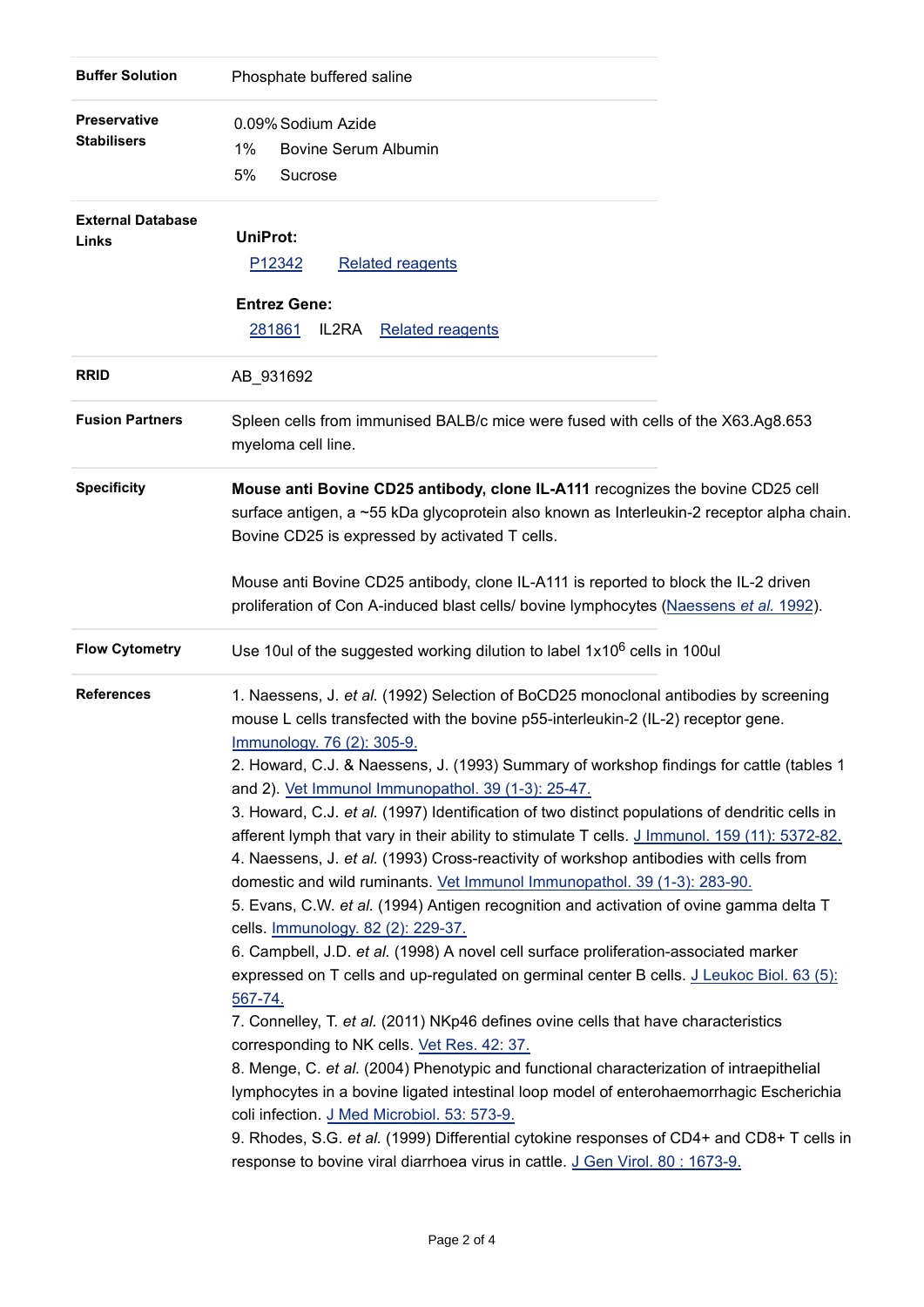| | |
|---|---|
| **Buffer Solution** | Phosphate buffered saline |
| **Preservative Stabilisers** | 0.09% Sodium Azide<br>1% Bovine Serum Albumin<br>5% Sucrose |
| **External Database Links** | **UniProt:**<br>P12342 Related reagents<br><br>**Entrez Gene:**<br>281861 IL2RA Related reagents |
| **RRID** | AB_931692 |
| **Fusion Partners** | Spleen cells from immunised BALB/c mice were fused with cells of the X63.Ag8.653 myeloma cell line. |
| **Specificity** | **Mouse anti Bovine CD25 antibody, clone IL-A111** recognizes the bovine CD25 cell surface antigen, a ~55 kDa glycoprotein also known as Interleukin-2 receptor alpha chain. Bovine CD25 is expressed by activated T cells.<br><br>Mouse anti Bovine CD25 antibody, clone IL-A111 is reported to block the IL-2 driven proliferation of Con A-induced blast cells/ bovine lymphocytes (Naessens *et al.* 1992). |
| **Flow Cytometry** | Use 10ul of the suggested working dilution to label $1x10^6$ cells in 100ul |
| **References** | 1. Naessens, J. *et al.* (1992) Selection of BoCD25 monoclonal antibodies by screening mouse L cells transfected with the bovine p55-interleukin-2 (IL-2) receptor gene. Immunology. 76 (2): 305-9.<br>2. Howard, C.J. & Naessens, J. (1993) Summary of workshop findings for cattle (tables 1 and 2). Vet Immunol Immunopathol. 39 (1-3): 25-47.<br>3. Howard, C.J. *et al.* (1997) Identification of two distinct populations of dendritic cells in afferent lymph that vary in their ability to stimulate T cells. J Immunol. 159 (11): 5372-82.<br>4. Naessens, J. *et al.* (1993) Cross-reactivity of workshop antibodies with cells from domestic and wild ruminants. Vet Immunol Immunopathol. 39 (1-3): 283-90.<br>5. Evans, C.W. *et al.* (1994) Antigen recognition and activation of ovine gamma delta T cells. Immunology. 82 (2): 229-37.<br>6. Campbell, J.D. *et al.* (1998) A novel cell surface proliferation-associated marker expressed on T cells and up-regulated on germinal center B cells. J Leukoc Biol. 63 (5): 567-74.<br>7. Connelley, T. *et al.* (2011) NKp46 defines ovine cells that have characteristics corresponding to NK cells. Vet Res. 42: 37.<br>8. Menge, C. *et al.* (2004) Phenotypic and functional characterization of intraepithelial lymphocytes in a bovine ligated intestinal loop model of enterohaemorrhagic Escherichia coli infection. J Med Microbiol. 53: 573-9.<br>9. Rhodes, S.G. *et al.* (1999) Differential cytokine responses of CD4+ and CD8+ T cells in response to bovine viral diarrhoea virus in cattle. J Gen Virol. 80 : 1673-9. |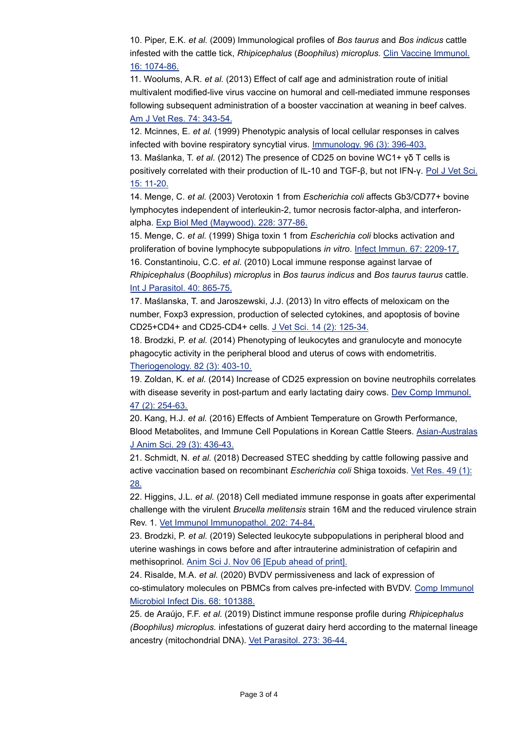10. Piper, E.K. *et al.* (2009) Immunological profiles of *Bos taurus* and *Bos indicus* cattle infested with the cattle tick, *Rhipicephalus* (*Boophilus*) *microplus*. Clin Vaccine Immunol. 16: 1074-86.

11. Woolums, A.R. *et al.* (2013) Effect of calf age and administration route of initial multivalent modified-live virus vaccine on humoral and cell-mediated immune responses following subsequent administration of a booster vaccination at weaning in beef calves. Am J Vet Res. 74: 343-54.

12. Mcinnes, E. *et al.* (1999) Phenotypic analysis of local cellular responses in calves infected with bovine respiratory syncytial virus. Immunology. 96 (3): 396-403.

13. Maślanka, T. *et al.* (2012) The presence of CD25 on bovine WC1+ γδ T cells is positively correlated with their production of IL-10 and TGF-β, but not IFN-γ. Pol J Vet Sci. 15: 11-20.

14. Menge, C. *et al.* (2003) Verotoxin 1 from *Escherichia coli* affects Gb3/CD77+ bovine lymphocytes independent of interleukin-2, tumor necrosis factor-alpha, and interferon-alpha. Exp Biol Med (Maywood). 228: 377-86.

15. Menge, C. *et al.* (1999) Shiga toxin 1 from *Escherichia coli* blocks activation and proliferation of bovine lymphocyte subpopulations *in vitro*. Infect Immun. 67: 2209-17.

16. Constantinoiu, C.C. *et al.* (2010) Local immune response against larvae of *Rhipicephalus* (*Boophilus*) *microplus* in *Bos taurus indicus* and *Bos taurus taurus* cattle. Int J Parasitol. 40: 865-75.

17. Maślanska, T. and Jaroszewski, J.J. (2013) In vitro effects of meloxicam on the number, Foxp3 expression, production of selected cytokines, and apoptosis of bovine CD25+CD4+ and CD25-CD4+ cells. J Vet Sci. 14 (2): 125-34.

18. Brodzki, P. *et al.* (2014) Phenotyping of leukocytes and granulocyte and monocyte phagocytic activity in the peripheral blood and uterus of cows with endometritis. Theriogenology. 82 (3): 403-10.

19. Zoldan, K. *et al.* (2014) Increase of CD25 expression on bovine neutrophils correlates with disease severity in post-partum and early lactating dairy cows. Dev Comp Immunol. 47 (2): 254-63.

20. Kang, H.J. *et al.* (2016) Effects of Ambient Temperature on Growth Performance, Blood Metabolites, and Immune Cell Populations in Korean Cattle Steers. Asian-Australas J Anim Sci. 29 (3): 436-43.

21. Schmidt, N. *et al.* (2018) Decreased STEC shedding by cattle following passive and active vaccination based on recombinant *Escherichia coli* Shiga toxoids. Vet Res. 49 (1): 28.

22. Higgins, J.L. *et al.* (2018) Cell mediated immune response in goats after experimental challenge with the virulent *Brucella melitensis* strain 16M and the reduced virulence strain Rev. 1. Vet Immunol Immunopathol. 202: 74-84.

23. Brodzki, P. *et al.* (2019) Selected leukocyte subpopulations in peripheral blood and uterine washings in cows before and after intrauterine administration of cefapirin and methisoprinol. Anim Sci J. Nov 06 [Epub ahead of print].

24. Risalde, M.A. *et al.* (2020) BVDV permissiveness and lack of expression of co-stimulatory molecules on PBMCs from calves pre-infected with BVDV. Comp Immunol Microbiol Infect Dis. 68: 101388.

25. de Araújo, F.F. *et al.* (2019) Distinct immune response profile during *Rhipicephalus (Boophilus) microplus.* infestations of guzerat dairy herd according to the maternal lineage ancestry (mitochondrial DNA). Vet Parasitol. 273: 36-44.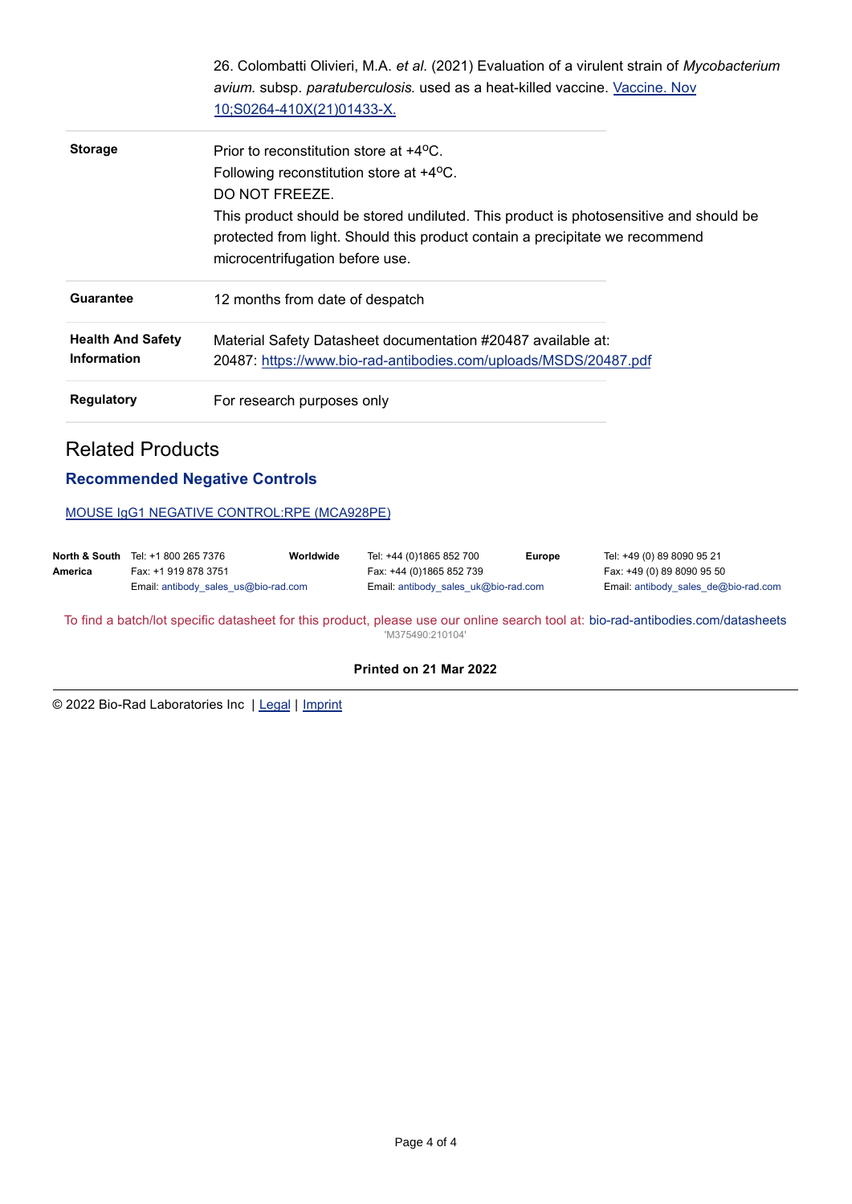| | |
|---|---|
| | 26. Colombatti Olivieri, M.A. *et al.* (2021) Evaluation of a virulent strain of *Mycobacterium avium.* subsp. *paratuberculosis.* used as a heat-killed vaccine. Vaccine. Nov 10;S0264-410X(21)01433-X. |
| **Storage** | Prior to reconstitution store at +4$^{o}$C.<br>Following reconstitution store at +4$^{o}$C.<br>DO NOT FREEZE.<br>This product should be stored undiluted. This product is photosensitive and should be protected from light. Should this product contain a precipitate we recommend microcentrifugation before use. |
| **Guarantee** | 12 months from date of despatch |
| **Health And Safety Information** | Material Safety Datasheet documentation #20487 available at:<br>20487: https://www.bio-rad-antibodies.com/uploads/MSDS/20487.pdf |
| **Regulatory** | For research purposes only |

## Related Products

### Recommended Negative Controls

MOUSE IgG1 NEGATIVE CONTROL:RPE (MCA928PE)

| | | | | | |
|---|---|---|---|---|---|
| **North & South America** | Tel: +1 800 265 7376<br>Fax: +1 919 878 3751<br>Email: antibody_sales_us@bio-rad.com | **Worldwide** | Tel: +44 (0)1865 852 700<br>Fax: +44 (0)1865 852 739<br>Email: antibody_sales_uk@bio-rad.com | **Europe** | Tel: +49 (0) 89 8090 95 21<br>Fax: +49 (0) 89 8090 95 50<br>Email: antibody_sales_de@bio-rad.com |

To find a batch/lot specific datasheet for this product, please use our online search tool at: bio-rad-antibodies.com/datasheets

'M375490:210104'

**Printed on 21 Mar 2022**

© 2022 Bio-Rad Laboratories Inc | Legal | Imprint